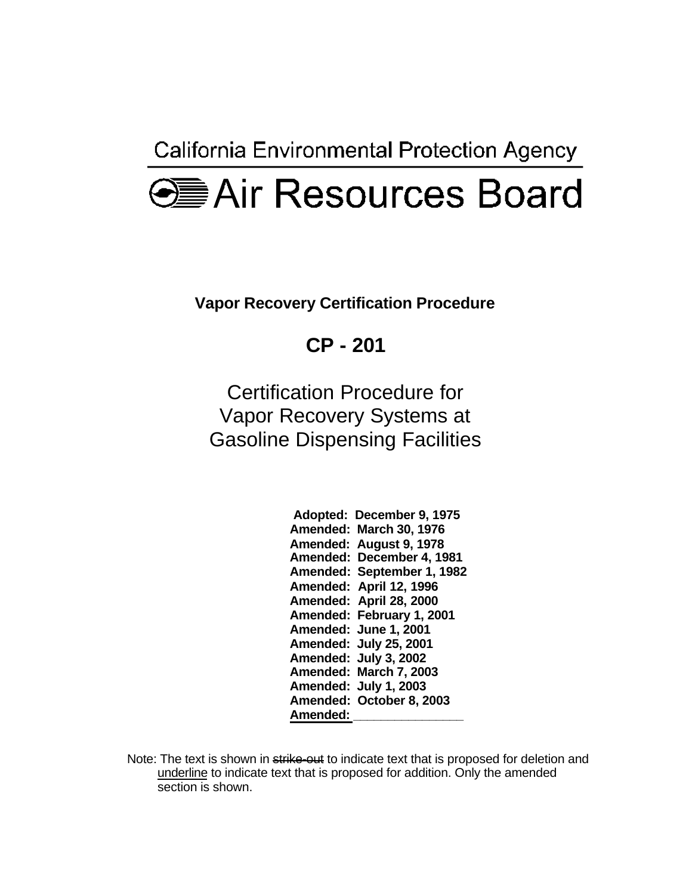California Environmental Protection Agency

# Air Resources Board

**Vapor Recovery Certification Procedure**

## CP - 201

Certification Procedure for
Vapor Recovery Systems at
Gasoline Dispensing Facilities

**Adopted: December 9, 1975**
**Amended: March 30, 1976**
**Amended: August 9, 1978**
**Amended: December 4, 1981**
**Amended: September 1, 1982**
**Amended: April 12, 1996**
**Amended: April 28, 2000**
**Amended: February 1, 2001**
**Amended: June 1, 2001**
**Amended: July 25, 2001**
**Amended: July 3, 2002**
**Amended: March 7, 2003**
**Amended: July 1, 2003**
**Amended: October 8, 2003**
**Amended: _______________**

Note: The text is shown in ~~strike-out~~ to indicate text that is proposed for deletion and underline to indicate text that is proposed for addition. Only the amended section is shown.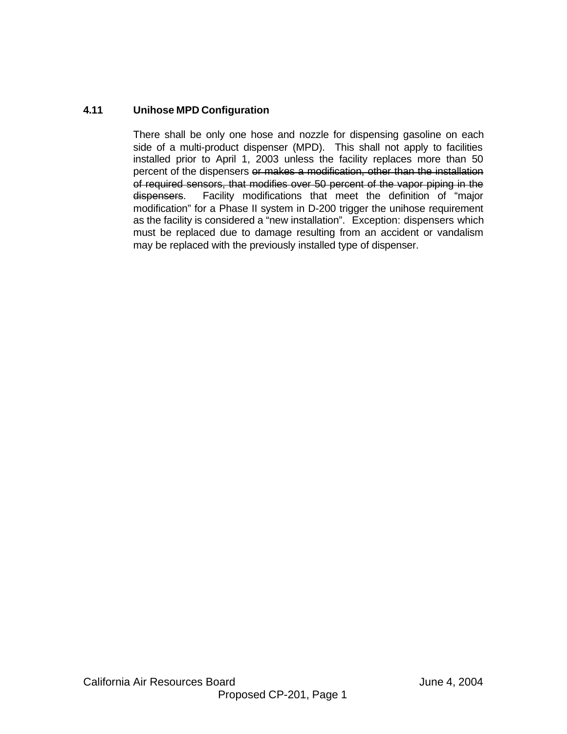### 4.11 Unihose MPD Configuration

There shall be only one hose and nozzle for dispensing gasoline on each side of a multi-product dispenser (MPD). This shall not apply to facilities installed prior to April 1, 2003 unless the facility replaces more than 50 percent of the dispensers ~~or makes a modification, other than the installation of required sensors, that modifies over 50 percent of the vapor piping in the dispensers~~. Facility modifications that meet the definition of "major modification" for a Phase II system in D-200 trigger the unihose requirement as the facility is considered a "new installation". Exception: dispensers which must be replaced due to damage resulting from an accident or vandalism may be replaced with the previously installed type of dispenser.